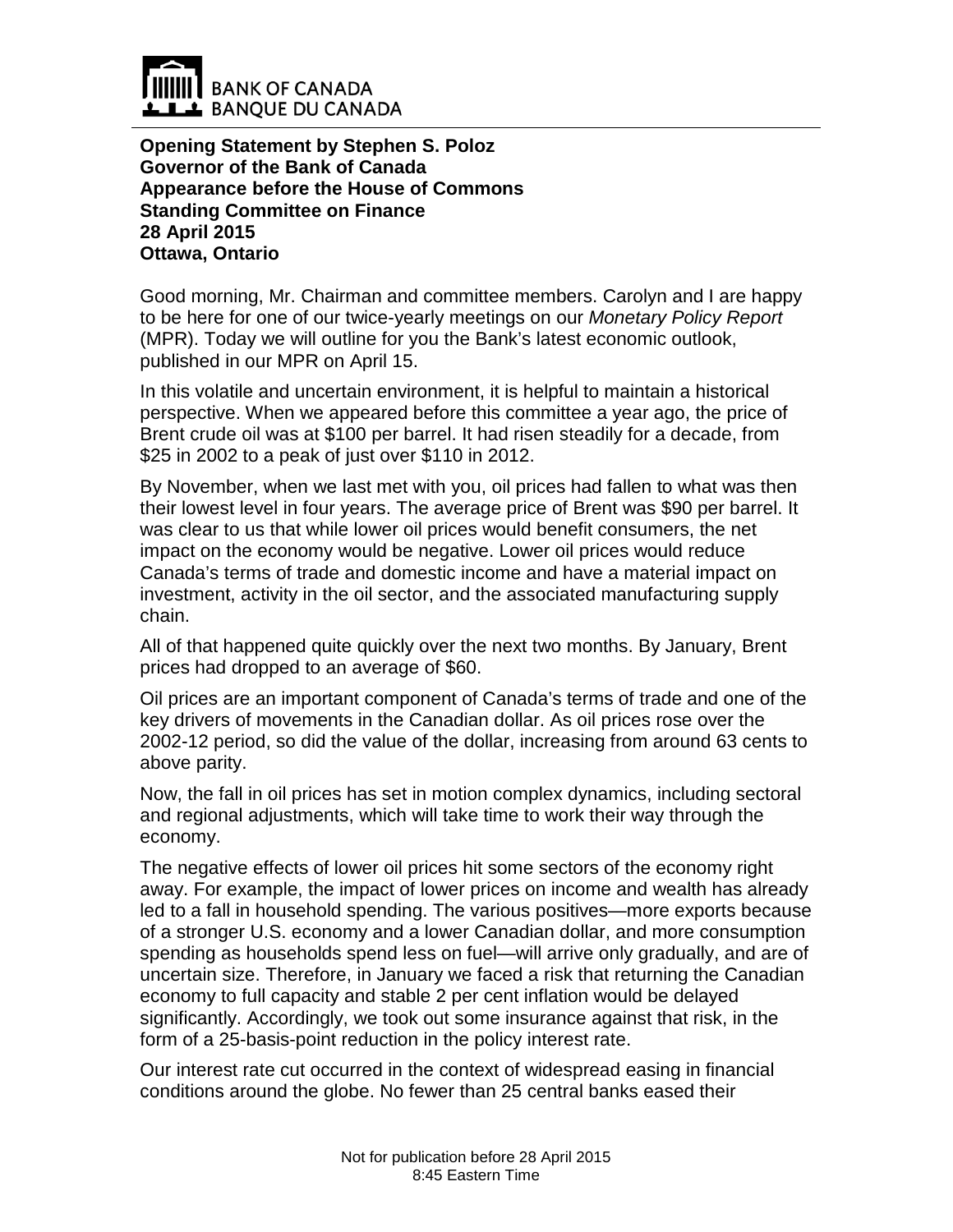BANK OF CANADA
BANQUE DU CANADA

**Opening Statement by Stephen S. Poloz**
**Governor of the Bank of Canada**
**Appearance before the House of Commons**
**Standing Committee on Finance**
**28 April 2015**
**Ottawa, Ontario**

Good morning, Mr. Chairman and committee members. Carolyn and I are happy to be here for one of our twice-yearly meetings on our *Monetary Policy Report* (MPR). Today we will outline for you the Bank's latest economic outlook, published in our MPR on April 15.

In this volatile and uncertain environment, it is helpful to maintain a historical perspective. When we appeared before this committee a year ago, the price of Brent crude oil was at $100 per barrel. It had risen steadily for a decade, from $25 in 2002 to a peak of just over $110 in 2012.

By November, when we last met with you, oil prices had fallen to what was then their lowest level in four years. The average price of Brent was $90 per barrel. It was clear to us that while lower oil prices would benefit consumers, the net impact on the economy would be negative. Lower oil prices would reduce Canada's terms of trade and domestic income and have a material impact on investment, activity in the oil sector, and the associated manufacturing supply chain.

All of that happened quite quickly over the next two months. By January, Brent prices had dropped to an average of $60.

Oil prices are an important component of Canada's terms of trade and one of the key drivers of movements in the Canadian dollar. As oil prices rose over the 2002-12 period, so did the value of the dollar, increasing from around 63 cents to above parity.

Now, the fall in oil prices has set in motion complex dynamics, including sectoral and regional adjustments, which will take time to work their way through the economy.

The negative effects of lower oil prices hit some sectors of the economy right away. For example, the impact of lower prices on income and wealth has already led to a fall in household spending. The various positives—more exports because of a stronger U.S. economy and a lower Canadian dollar, and more consumption spending as households spend less on fuel—will arrive only gradually, and are of uncertain size. Therefore, in January we faced a risk that returning the Canadian economy to full capacity and stable 2 per cent inflation would be delayed significantly. Accordingly, we took out some insurance against that risk, in the form of a 25-basis-point reduction in the policy interest rate.

Our interest rate cut occurred in the context of widespread easing in financial conditions around the globe. No fewer than 25 central banks eased their

Not for publication before 28 April 2015
8:45 Eastern Time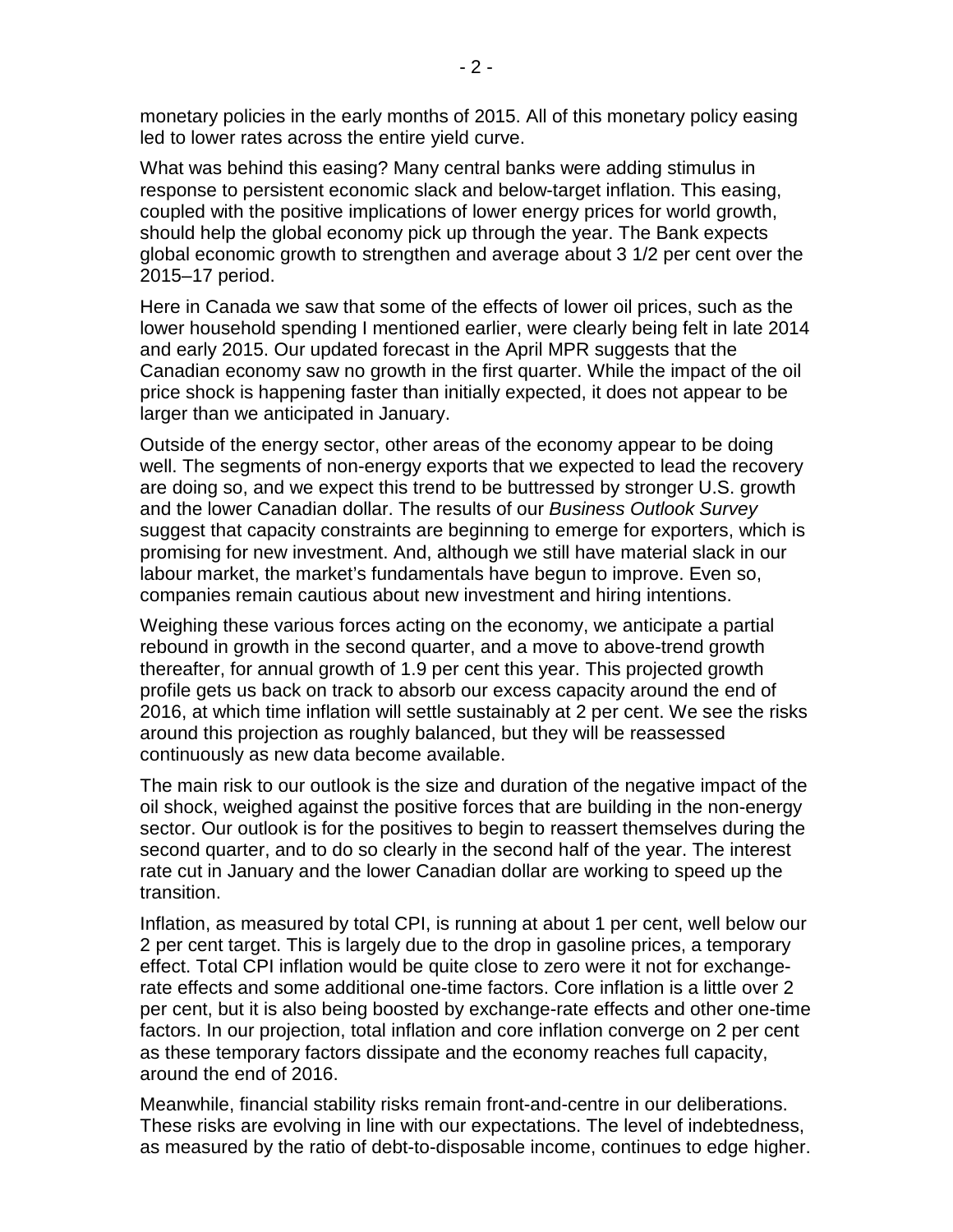monetary policies in the early months of 2015. All of this monetary policy easing led to lower rates across the entire yield curve.

What was behind this easing? Many central banks were adding stimulus in response to persistent economic slack and below-target inflation. This easing, coupled with the positive implications of lower energy prices for world growth, should help the global economy pick up through the year. The Bank expects global economic growth to strengthen and average about 3 1/2 per cent over the 2015–17 period.

Here in Canada we saw that some of the effects of lower oil prices, such as the lower household spending I mentioned earlier, were clearly being felt in late 2014 and early 2015. Our updated forecast in the April MPR suggests that the Canadian economy saw no growth in the first quarter. While the impact of the oil price shock is happening faster than initially expected, it does not appear to be larger than we anticipated in January.

Outside of the energy sector, other areas of the economy appear to be doing well. The segments of non-energy exports that we expected to lead the recovery are doing so, and we expect this trend to be buttressed by stronger U.S. growth and the lower Canadian dollar. The results of our *Business Outlook Survey* suggest that capacity constraints are beginning to emerge for exporters, which is promising for new investment. And, although we still have material slack in our labour market, the market's fundamentals have begun to improve. Even so, companies remain cautious about new investment and hiring intentions.

Weighing these various forces acting on the economy, we anticipate a partial rebound in growth in the second quarter, and a move to above-trend growth thereafter, for annual growth of 1.9 per cent this year. This projected growth profile gets us back on track to absorb our excess capacity around the end of 2016, at which time inflation will settle sustainably at 2 per cent. We see the risks around this projection as roughly balanced, but they will be reassessed continuously as new data become available.

The main risk to our outlook is the size and duration of the negative impact of the oil shock, weighed against the positive forces that are building in the non-energy sector. Our outlook is for the positives to begin to reassert themselves during the second quarter, and to do so clearly in the second half of the year. The interest rate cut in January and the lower Canadian dollar are working to speed up the transition.

Inflation, as measured by total CPI, is running at about 1 per cent, well below our 2 per cent target. This is largely due to the drop in gasoline prices, a temporary effect. Total CPI inflation would be quite close to zero were it not for exchange-rate effects and some additional one-time factors. Core inflation is a little over 2 per cent, but it is also being boosted by exchange-rate effects and other one-time factors. In our projection, total inflation and core inflation converge on 2 per cent as these temporary factors dissipate and the economy reaches full capacity, around the end of 2016.

Meanwhile, financial stability risks remain front-and-centre in our deliberations. These risks are evolving in line with our expectations. The level of indebtedness, as measured by the ratio of debt-to-disposable income, continues to edge higher.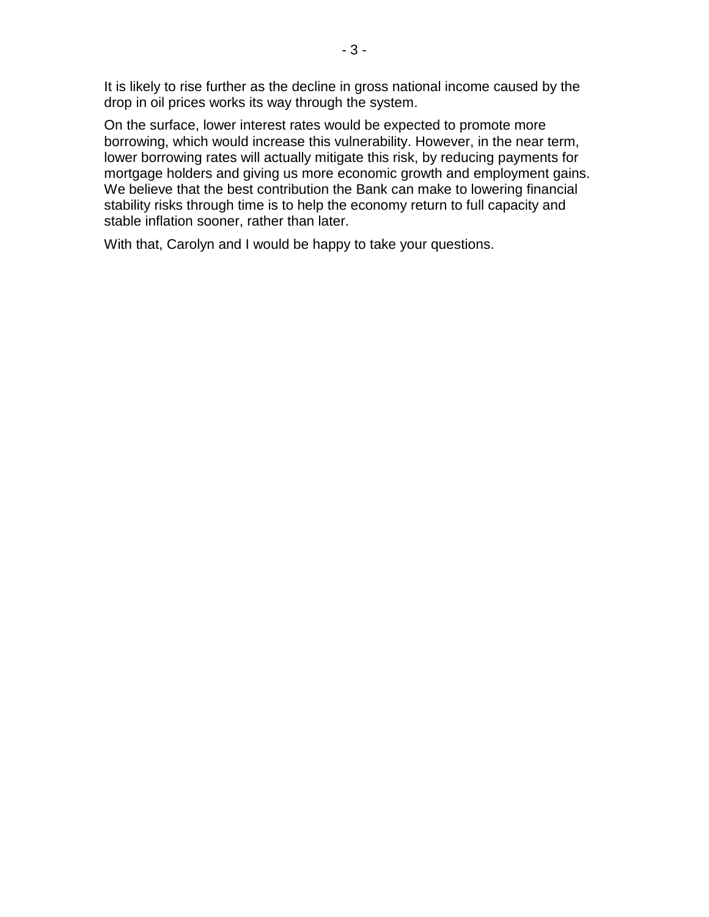It is likely to rise further as the decline in gross national income caused by the drop in oil prices works its way through the system.

On the surface, lower interest rates would be expected to promote more borrowing, which would increase this vulnerability. However, in the near term, lower borrowing rates will actually mitigate this risk, by reducing payments for mortgage holders and giving us more economic growth and employment gains. We believe that the best contribution the Bank can make to lowering financial stability risks through time is to help the economy return to full capacity and stable inflation sooner, rather than later.

With that, Carolyn and I would be happy to take your questions.